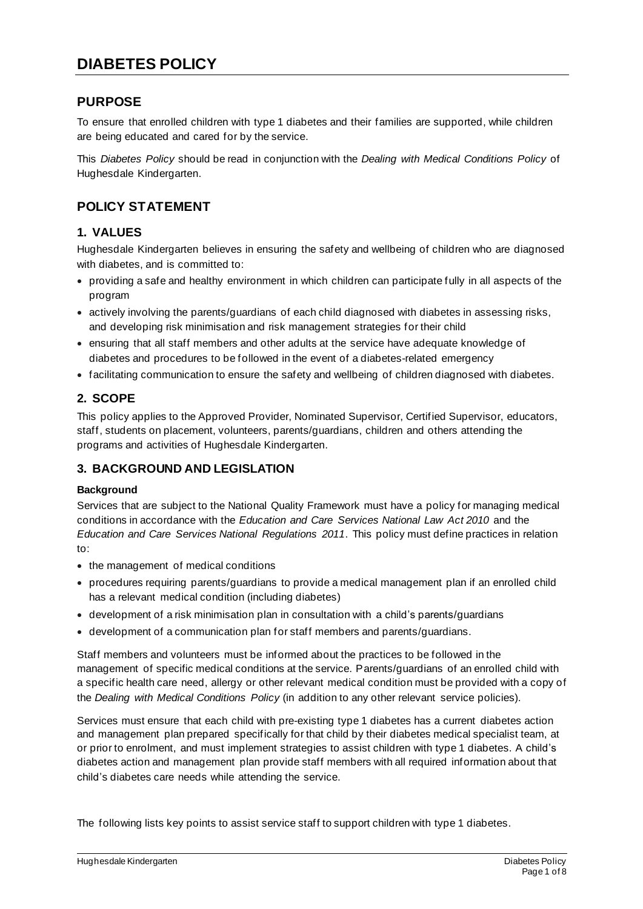# DIABETES POLICY

## PURPOSE

To ensure that enrolled children with type 1 diabetes and their families are supported, while children are being educated and cared for by the service.

This *Diabetes Policy* should be read in conjunction with the *Dealing with Medical Conditions Policy* of Hughesdale Kindergarten.

## POLICY STATEMENT

### 1. VALUES

Hughesdale Kindergarten believes in ensuring the safety and wellbeing of children who are diagnosed with diabetes, and is committed to:

- providing a safe and healthy environment in which children can participate fully in all aspects of the program
- actively involving the parents/guardians of each child diagnosed with diabetes in assessing risks, and developing risk minimisation and risk management strategies for their child
- ensuring that all staff members and other adults at the service have adequate knowledge of diabetes and procedures to be followed in the event of a diabetes-related emergency
- facilitating communication to ensure the safety and wellbeing of children diagnosed with diabetes.

### 2. SCOPE

This policy applies to the Approved Provider, Nominated Supervisor, Certified Supervisor, educators, staff, students on placement, volunteers, parents/guardians, children and others attending the programs and activities of Hughesdale Kindergarten.

### 3. BACKGROUND AND LEGISLATION

**Background**

Services that are subject to the National Quality Framework must have a policy for managing medical conditions in accordance with the *Education and Care Services National Law Act 2010* and the *Education and Care Services National Regulations 2011*. This policy must define practices in relation to:

- the management of medical conditions
- procedures requiring parents/guardians to provide a medical management plan if an enrolled child has a relevant medical condition (including diabetes)
- development of a risk minimisation plan in consultation with a child's parents/guardians
- development of a communication plan for staff members and parents/guardians.

Staff members and volunteers must be informed about the practices to be followed in the management of specific medical conditions at the service. Parents/guardians of an enrolled child with a specific health care need, allergy or other relevant medical condition must be provided with a copy of the *Dealing with Medical Conditions Policy* (in addition to any other relevant service policies).

Services must ensure that each child with pre-existing type 1 diabetes has a current diabetes action and management plan prepared specifically for that child by their diabetes medical specialist team, at or prior to enrolment, and must implement strategies to assist children with type 1 diabetes. A child's diabetes action and management plan provide staff members with all required information about that child's diabetes care needs while attending the service.

The following lists key points to assist service staff to support children with type 1 diabetes.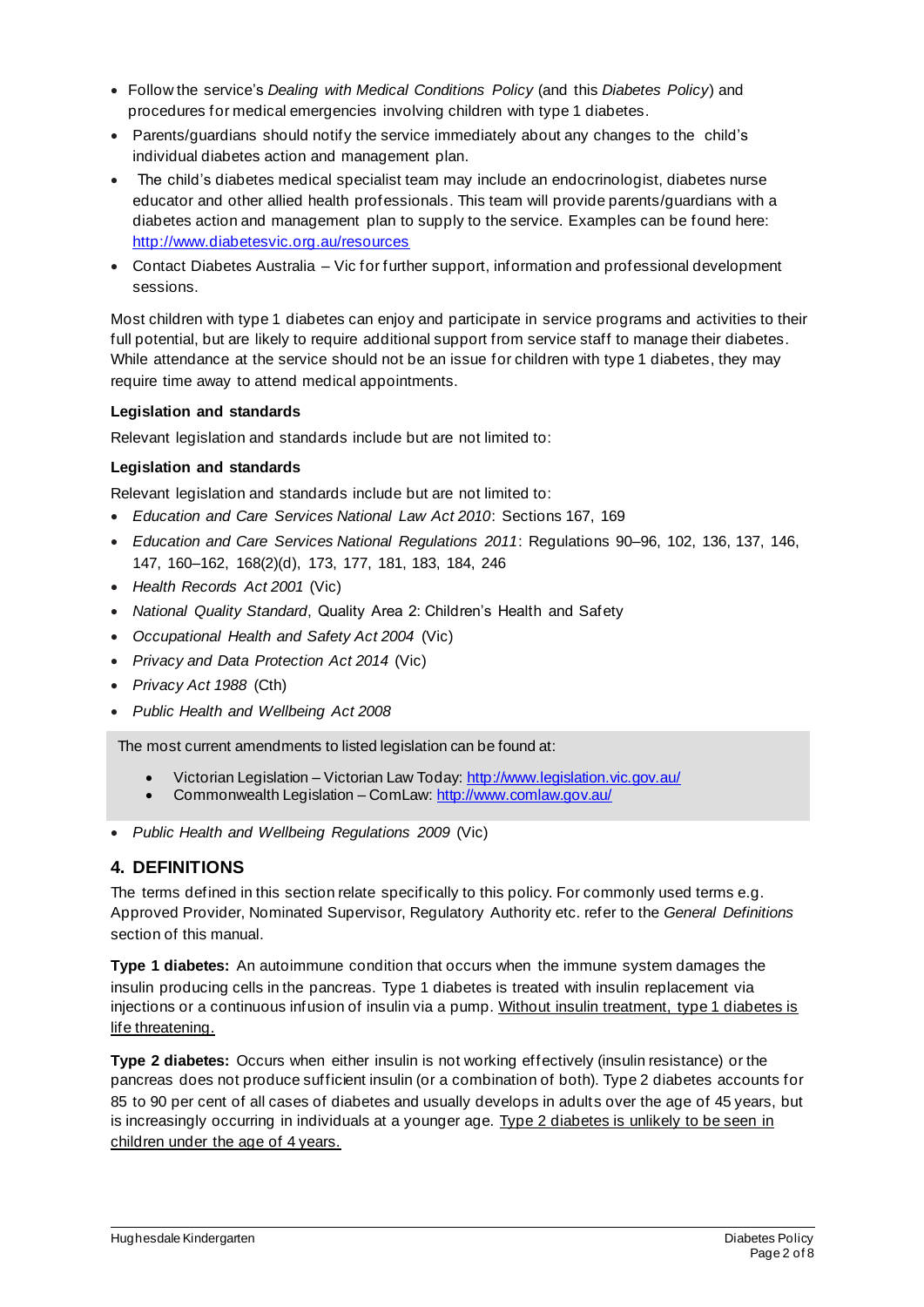- Follow the service's *Dealing with Medical Conditions Policy* (and this *Diabetes Policy*) and procedures for medical emergencies involving children with type 1 diabetes.
- Parents/guardians should notify the service immediately about any changes to the child's individual diabetes action and management plan.
- The child's diabetes medical specialist team may include an endocrinologist, diabetes nurse educator and other allied health professionals. This team will provide parents/guardians with a diabetes action and management plan to supply to the service. Examples can be found here: http://www.diabetesvic.org.au/resources
- Contact Diabetes Australia – Vic for further support, information and professional development sessions.

Most children with type 1 diabetes can enjoy and participate in service programs and activities to their full potential, but are likely to require additional support from service staff to manage their diabetes. While attendance at the service should not be an issue for children with type 1 diabetes, they may require time away to attend medical appointments.

**Legislation and standards**

Relevant legislation and standards include but are not limited to:

**Legislation and standards**

Relevant legislation and standards include but are not limited to:

- *Education and Care Services National Law Act 2010*: Sections 167, 169
- *Education and Care Services National Regulations 2011*: Regulations 90–96, 102, 136, 137, 146, 147, 160–162, 168(2)(d), 173, 177, 181, 183, 184, 246
- *Health Records Act 2001* (Vic)
- *National Quality Standard*, Quality Area 2: Children's Health and Safety
- *Occupational Health and Safety Act 2004* (Vic)
- *Privacy and Data Protection Act 2014* (Vic)
- *Privacy Act 1988* (Cth)
- *Public Health and Wellbeing Act 2008*

The most current amendments to listed legislation can be found at:

- Victorian Legislation – Victorian Law Today: http://www.legislation.vic.gov.au/
- Commonwealth Legislation – ComLaw: http://www.comlaw.gov.au/

- *Public Health and Wellbeing Regulations 2009* (Vic)

## 4. DEFINITIONS

The terms defined in this section relate specifically to this policy. For commonly used terms e.g. Approved Provider, Nominated Supervisor, Regulatory Authority etc. refer to the *General Definitions* section of this manual.

**Type 1 diabetes:** An autoimmune condition that occurs when the immune system damages the insulin producing cells in the pancreas. Type 1 diabetes is treated with insulin replacement via injections or a continuous infusion of insulin via a pump. Without insulin treatment, type 1 diabetes is life threatening.

**Type 2 diabetes:** Occurs when either insulin is not working effectively (insulin resistance) or the pancreas does not produce sufficient insulin (or a combination of both). Type 2 diabetes accounts for 85 to 90 per cent of all cases of diabetes and usually develops in adults over the age of 45 years, but is increasingly occurring in individuals at a younger age. Type 2 diabetes is unlikely to be seen in children under the age of 4 years.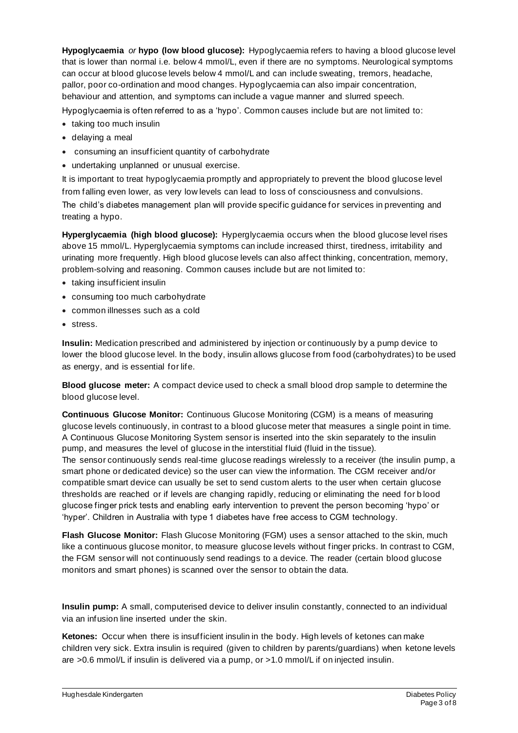**Hypoglycaemia** *or* **hypo (low blood glucose):** Hypoglycaemia refers to having a blood glucose level that is lower than normal i.e. below 4 mmol/L, even if there are no symptoms. Neurological symptoms can occur at blood glucose levels below 4 mmol/L and can include sweating, tremors, headache, pallor, poor co-ordination and mood changes. Hypoglycaemia can also impair concentration, behaviour and attention, and symptoms can include a vague manner and slurred speech.

Hypoglycaemia is often referred to as a 'hypo'. Common causes include but are not limited to:

- taking too much insulin
- delaying a meal
- consuming an insufficient quantity of carbohydrate
- undertaking unplanned or unusual exercise.

It is important to treat hypoglycaemia promptly and appropriately to prevent the blood glucose level from falling even lower, as very low levels can lead to loss of consciousness and convulsions.

The child's diabetes management plan will provide specific guidance for services in preventing and treating a hypo.

**Hyperglycaemia (high blood glucose):** Hyperglycaemia occurs when the blood glucose level rises above 15 mmol/L. Hyperglycaemia symptoms can include increased thirst, tiredness, irritability and urinating more frequently. High blood glucose levels can also affect thinking, concentration, memory, problem-solving and reasoning. Common causes include but are not limited to:

- taking insufficient insulin
- consuming too much carbohydrate
- common illnesses such as a cold
- stress.

**Insulin:** Medication prescribed and administered by injection or continuously by a pump device to lower the blood glucose level. In the body, insulin allows glucose from food (carbohydrates) to be used as energy, and is essential for life.

**Blood glucose meter:** A compact device used to check a small blood drop sample to determine the blood glucose level.

**Continuous Glucose Monitor:** Continuous Glucose Monitoring (CGM) is a means of measuring glucose levels continuously, in contrast to a blood glucose meter that measures a single point in time. A Continuous Glucose Monitoring System sensor is inserted into the skin separately to the insulin pump, and measures the level of glucose in the interstitial fluid (fluid in the tissue).

The sensor continuously sends real-time glucose readings wirelessly to a receiver (the insulin pump, a smart phone or dedicated device) so the user can view the information. The CGM receiver and/or compatible smart device can usually be set to send custom alerts to the user when certain glucose thresholds are reached or if levels are changing rapidly, reducing or eliminating the need for blood glucose finger prick tests and enabling early intervention to prevent the person becoming 'hypo' or 'hyper'. Children in Australia with type 1 diabetes have free access to CGM technology.

**Flash Glucose Monitor:** Flash Glucose Monitoring (FGM) uses a sensor attached to the skin, much like a continuous glucose monitor, to measure glucose levels without finger pricks. In contrast to CGM, the FGM sensor will not continuously send readings to a device. The reader (certain blood glucose monitors and smart phones) is scanned over the sensor to obtain the data.

**Insulin pump:** A small, computerised device to deliver insulin constantly, connected to an individual via an infusion line inserted under the skin.

**Ketones:** Occur when there is insufficient insulin in the body. High levels of ketones can make children very sick. Extra insulin is required (given to children by parents/guardians) when ketone levels are >0.6 mmol/L if insulin is delivered via a pump, or >1.0 mmol/L if on injected insulin.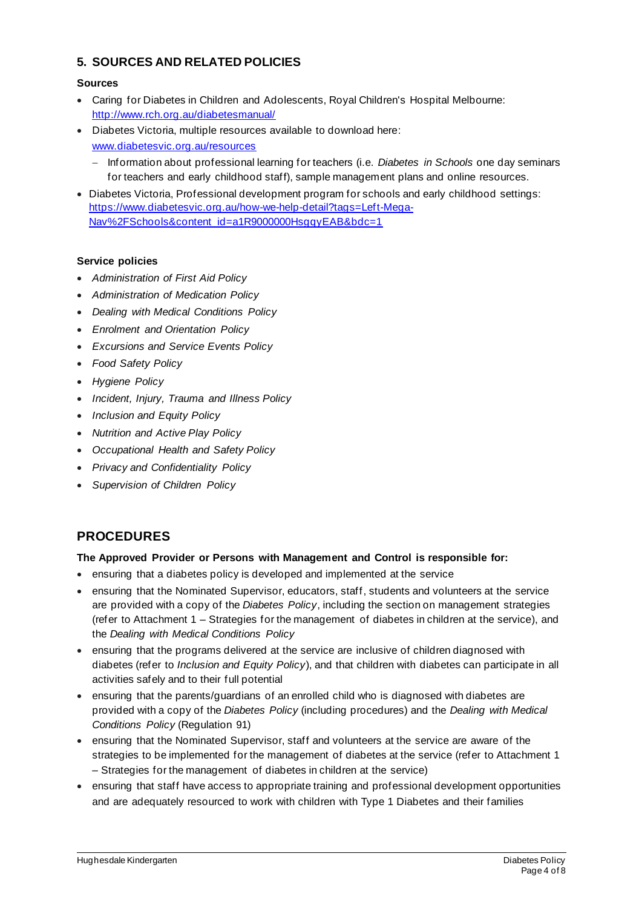## 5. SOURCES AND RELATED POLICIES

### Sources

- Caring for Diabetes in Children and Adolescents, Royal Children's Hospital Melbourne: [http://www.rch.org.au/diabetesmanual/](http://www.rch.org.au/diabetesmanual/)
- Diabetes Victoria, multiple resources available to download here: [www.diabetesvic.org.au/resources](www.diabetesvic.org.au/resources)
  - Information about professional learning for teachers (i.e. *Diabetes in Schools* one day seminars for teachers and early childhood staff), sample management plans and online resources.
- Diabetes Victoria, Professional development program for schools and early childhood settings: [https://www.diabetesvic.org.au/how-we-help-detail?tags=Left-Mega-Nav%2FSchools&content_id=a1R9000000HsgqyEAB&bdc=1](https://www.diabetesvic.org.au/how-we-help-detail?tags=Left-Mega-Nav%2FSchools&content_id=a1R9000000HsgqyEAB&bdc=1)

### Service policies

- *Administration of First Aid Policy*
- *Administration of Medication Policy*
- *Dealing with Medical Conditions Policy*
- *Enrolment and Orientation Policy*
- *Excursions and Service Events Policy*
- *Food Safety Policy*
- *Hygiene Policy*
- *Incident, Injury, Trauma and Illness Policy*
- *Inclusion and Equity Policy*
- *Nutrition and Active Play Policy*
- *Occupational Health and Safety Policy*
- *Privacy and Confidentiality Policy*
- *Supervision of Children Policy*

# PROCEDURES

**The Approved Provider or Persons with Management and Control is responsible for:**

- ensuring that a diabetes policy is developed and implemented at the service
- ensuring that the Nominated Supervisor, educators, staff, students and volunteers at the service are provided with a copy of the *Diabetes Policy*, including the section on management strategies (refer to Attachment 1 – Strategies for the management of diabetes in children at the service), and the *Dealing with Medical Conditions Policy*
- ensuring that the programs delivered at the service are inclusive of children diagnosed with diabetes (refer to *Inclusion and Equity Policy*), and that children with diabetes can participate in all activities safely and to their full potential
- ensuring that the parents/guardians of an enrolled child who is diagnosed with diabetes are provided with a copy of the *Diabetes Policy* (including procedures) and the *Dealing with Medical Conditions Policy* (Regulation 91)
- ensuring that the Nominated Supervisor, staff and volunteers at the service are aware of the strategies to be implemented for the management of diabetes at the service (refer to Attachment 1 – Strategies for the management of diabetes in children at the service)
- ensuring that staff have access to appropriate training and professional development opportunities and are adequately resourced to work with children with Type 1 Diabetes and their families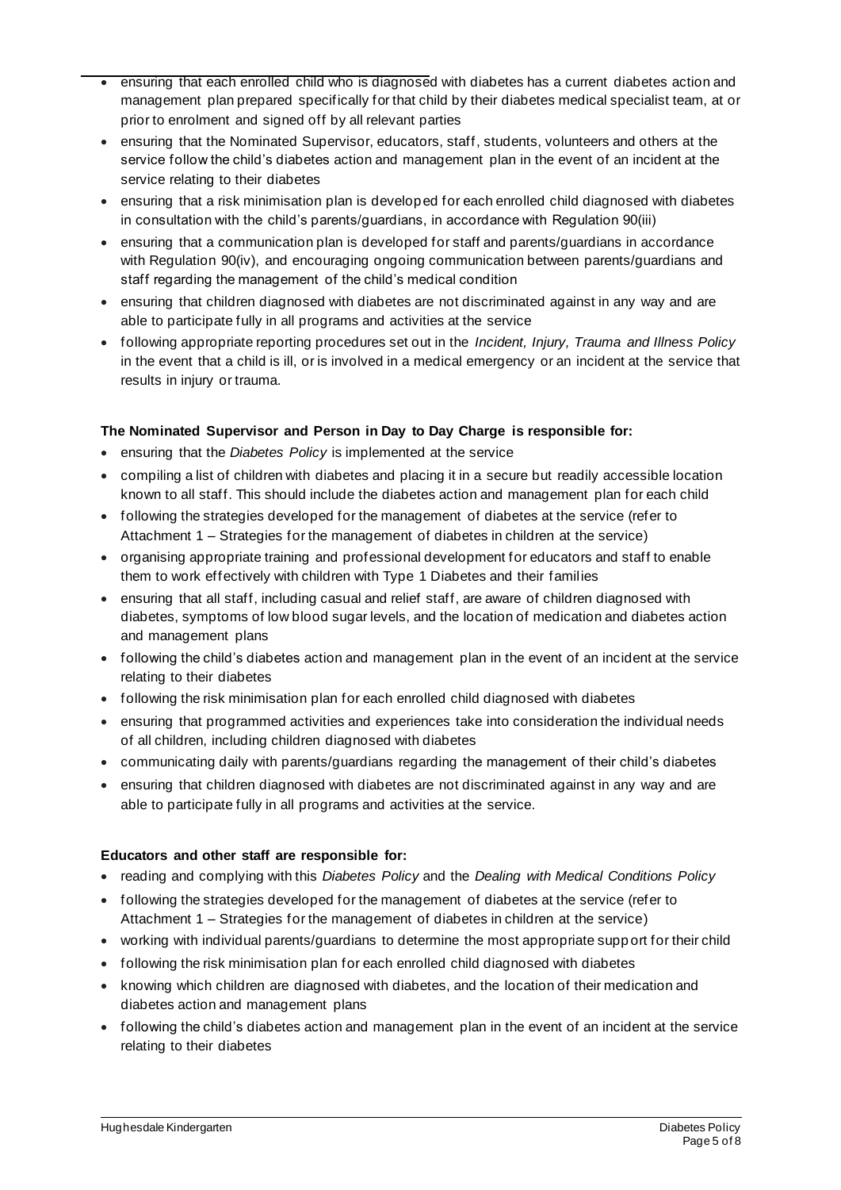- ensuring that each enrolled child who is diagnosed with diabetes has a current diabetes action and management plan prepared specifically for that child by their diabetes medical specialist team, at or prior to enrolment and signed off by all relevant parties
- ensuring that the Nominated Supervisor, educators, staff, students, volunteers and others at the service follow the child's diabetes action and management plan in the event of an incident at the service relating to their diabetes
- ensuring that a risk minimisation plan is developed for each enrolled child diagnosed with diabetes in consultation with the child's parents/guardians, in accordance with Regulation 90(iii)
- ensuring that a communication plan is developed for staff and parents/guardians in accordance with Regulation 90(iv), and encouraging ongoing communication between parents/guardians and staff regarding the management of the child's medical condition
- ensuring that children diagnosed with diabetes are not discriminated against in any way and are able to participate fully in all programs and activities at the service
- following appropriate reporting procedures set out in the *Incident, Injury, Trauma and Illness Policy* in the event that a child is ill, or is involved in a medical emergency or an incident at the service that results in injury or trauma.

**The Nominated Supervisor and Person in Day to Day Charge is responsible for:**

- ensuring that the *Diabetes Policy* is implemented at the service
- compiling a list of children with diabetes and placing it in a secure but readily accessible location known to all staff. This should include the diabetes action and management plan for each child
- following the strategies developed for the management of diabetes at the service (refer to Attachment 1 – Strategies for the management of diabetes in children at the service)
- organising appropriate training and professional development for educators and staff to enable them to work effectively with children with Type 1 Diabetes and their families
- ensuring that all staff, including casual and relief staff, are aware of children diagnosed with diabetes, symptoms of low blood sugar levels, and the location of medication and diabetes action and management plans
- following the child's diabetes action and management plan in the event of an incident at the service relating to their diabetes
- following the risk minimisation plan for each enrolled child diagnosed with diabetes
- ensuring that programmed activities and experiences take into consideration the individual needs of all children, including children diagnosed with diabetes
- communicating daily with parents/guardians regarding the management of their child's diabetes
- ensuring that children diagnosed with diabetes are not discriminated against in any way and are able to participate fully in all programs and activities at the service.

**Educators and other staff are responsible for:**

- reading and complying with this *Diabetes Policy* and the *Dealing with Medical Conditions Policy*
- following the strategies developed for the management of diabetes at the service (refer to Attachment 1 – Strategies for the management of diabetes in children at the service)
- working with individual parents/guardians to determine the most appropriate support for their child
- following the risk minimisation plan for each enrolled child diagnosed with diabetes
- knowing which children are diagnosed with diabetes, and the location of their medication and diabetes action and management plans
- following the child's diabetes action and management plan in the event of an incident at the service relating to their diabetes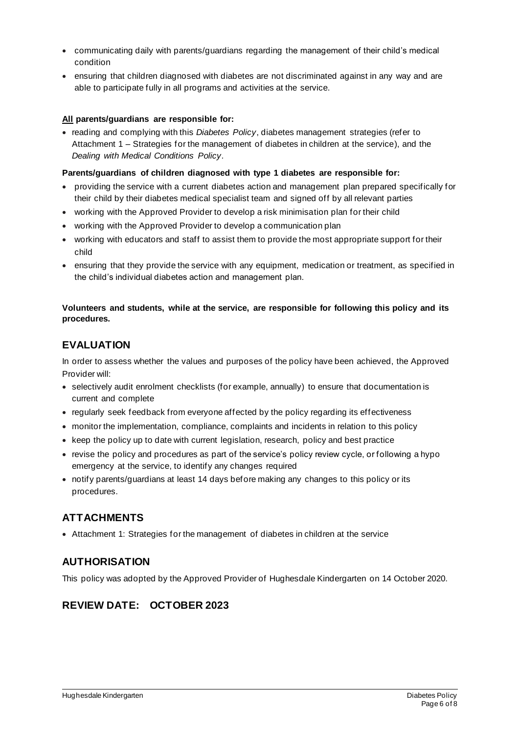- communicating daily with parents/guardians regarding the management of their child's medical condition
- ensuring that children diagnosed with diabetes are not discriminated against in any way and are able to participate fully in all programs and activities at the service.

**All parents/guardians are responsible for:**

- reading and complying with this *Diabetes Policy*, diabetes management strategies (refer to Attachment 1 – Strategies for the management of diabetes in children at the service), and the *Dealing with Medical Conditions Policy*.

**Parents/guardians of children diagnosed with type 1 diabetes are responsible for:**

- providing the service with a current diabetes action and management plan prepared specifically for their child by their diabetes medical specialist team and signed off by all relevant parties
- working with the Approved Provider to develop a risk minimisation plan for their child
- working with the Approved Provider to develop a communication plan
- working with educators and staff to assist them to provide the most appropriate support for their child
- ensuring that they provide the service with any equipment, medication or treatment, as specified in the child's individual diabetes action and management plan.

**Volunteers and students, while at the service, are responsible for following this policy and its procedures.**

## EVALUATION

In order to assess whether the values and purposes of the policy have been achieved, the Approved Provider will:

- selectively audit enrolment checklists (for example, annually) to ensure that documentation is current and complete
- regularly seek feedback from everyone affected by the policy regarding its effectiveness
- monitor the implementation, compliance, complaints and incidents in relation to this policy
- keep the policy up to date with current legislation, research, policy and best practice
- revise the policy and procedures as part of the service's policy review cycle, or following a hypo emergency at the service, to identify any changes required
- notify parents/guardians at least 14 days before making any changes to this policy or its procedures.

## ATTACHMENTS

- Attachment 1: Strategies for the management of diabetes in children at the service

## AUTHORISATION

This policy was adopted by the Approved Provider of Hughesdale Kindergarten on 14 October 2020.

## REVIEW DATE: OCTOBER 2023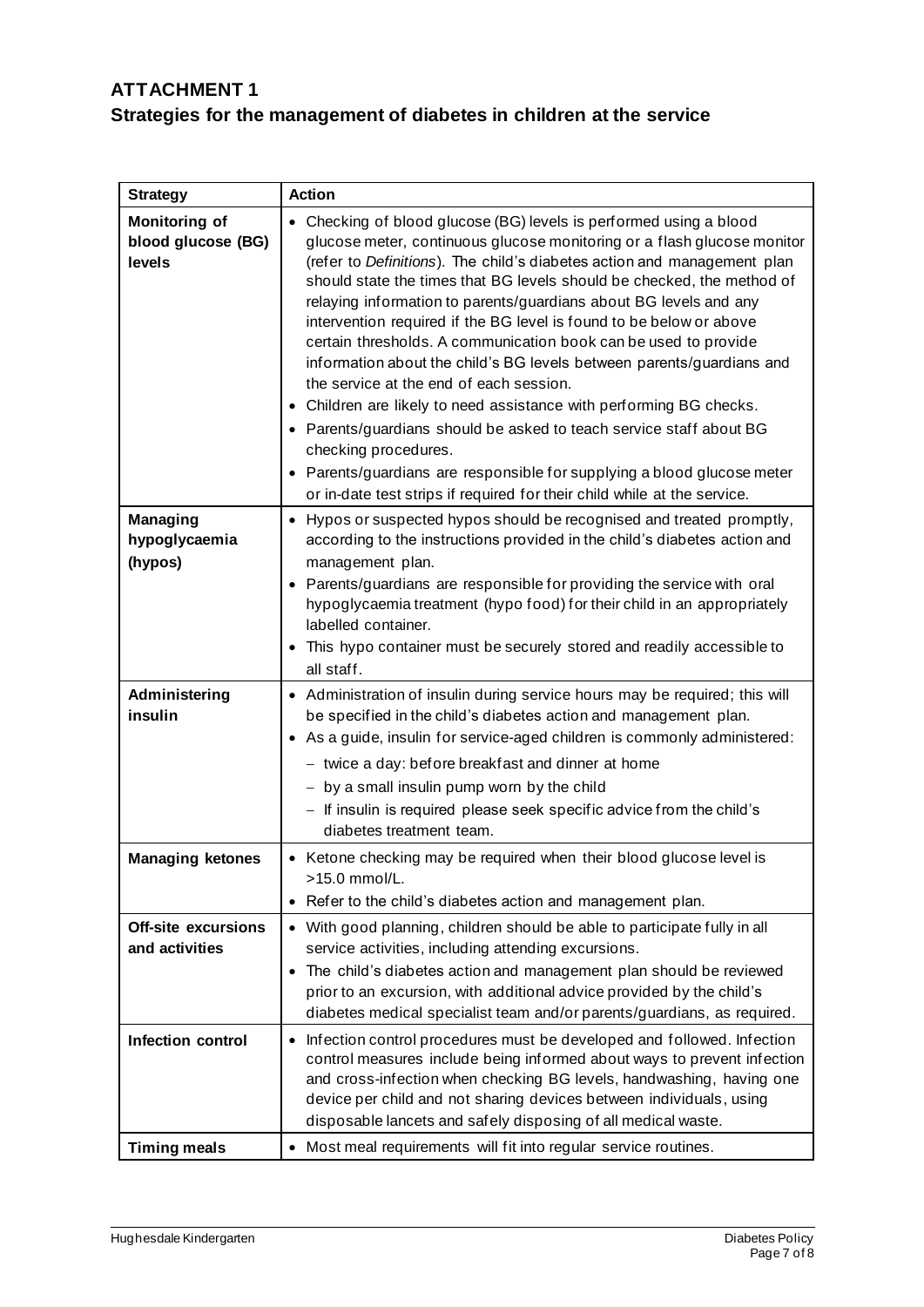## ATTACHMENT 1

## Strategies for the management of diabetes in children at the service

| Strategy | Action |
| --- | --- |
| **Monitoring of blood glucose (BG) levels** | • Checking of blood glucose (BG) levels is performed using a blood glucose meter, continuous glucose monitoring or a flash glucose monitor (refer to *Definitions*). The child's diabetes action and management plan should state the times that BG levels should be checked, the method of relaying information to parents/guardians about BG levels and any intervention required if the BG level is found to be below or above certain thresholds. A communication book can be used to provide information about the child's BG levels between parents/guardians and the service at the end of each session.<br>• Children are likely to need assistance with performing BG checks.<br>• Parents/guardians should be asked to teach service staff about BG checking procedures.<br>• Parents/guardians are responsible for supplying a blood glucose meter or in-date test strips if required for their child while at the service. |
| **Managing hypoglycaemia (hypos)** | • Hypos or suspected hypos should be recognised and treated promptly, according to the instructions provided in the child's diabetes action and management plan.<br>• Parents/guardians are responsible for providing the service with oral hypoglycaemia treatment (hypo food) for their child in an appropriately labelled container.<br>• This hypo container must be securely stored and readily accessible to all staff. |
| **Administering insulin** | • Administration of insulin during service hours may be required; this will be specified in the child's diabetes action and management plan.<br>• As a guide, insulin for service-aged children is commonly administered:<br>– twice a day: before breakfast and dinner at home<br>– by a small insulin pump worn by the child<br>– If insulin is required please seek specific advice from the child's diabetes treatment team. |
| **Managing ketones** | • Ketone checking may be required when their blood glucose level is >15.0 mmol/L.<br>• Refer to the child's diabetes action and management plan. |
| **Off-site excursions and activities** | • With good planning, children should be able to participate fully in all service activities, including attending excursions.<br>• The child's diabetes action and management plan should be reviewed prior to an excursion, with additional advice provided by the child's diabetes medical specialist team and/or parents/guardians, as required. |
| **Infection control** | • Infection control procedures must be developed and followed. Infection control measures include being informed about ways to prevent infection and cross-infection when checking BG levels, handwashing, having one device per child and not sharing devices between individuals, using disposable lancets and safely disposing of all medical waste. |
| **Timing meals** | • Most meal requirements will fit into regular service routines. |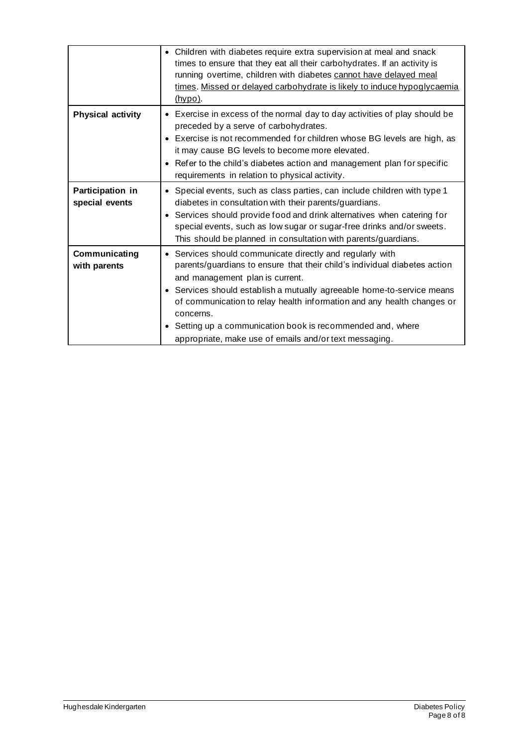| | |
|---|---|
| | • Children with diabetes require extra supervision at meal and snack times to ensure that they eat all their carbohydrates. If an activity is running overtime, children with diabetes cannot have delayed meal times. Missed or delayed carbohydrate is likely to induce hypoglycaemia (hypo). |
| **Physical activity** | • Exercise in excess of the normal day to day activities of play should be preceded by a serve of carbohydrates.<br>• Exercise is not recommended for children whose BG levels are high, as it may cause BG levels to become more elevated.<br>• Refer to the child's diabetes action and management plan for specific requirements in relation to physical activity. |
| **Participation in special events** | • Special events, such as class parties, can include children with type 1 diabetes in consultation with their parents/guardians.<br>• Services should provide food and drink alternatives when catering for special events, such as low sugar or sugar-free drinks and/or sweets. This should be planned in consultation with parents/guardians. |
| **Communicating with parents** | • Services should communicate directly and regularly with parents/guardians to ensure that their child's individual diabetes action and management plan is current.<br>• Services should establish a mutually agreeable home-to-service means of communication to relay health information and any health changes or concerns.<br>• Setting up a communication book is recommended and, where appropriate, make use of emails and/or text messaging. |